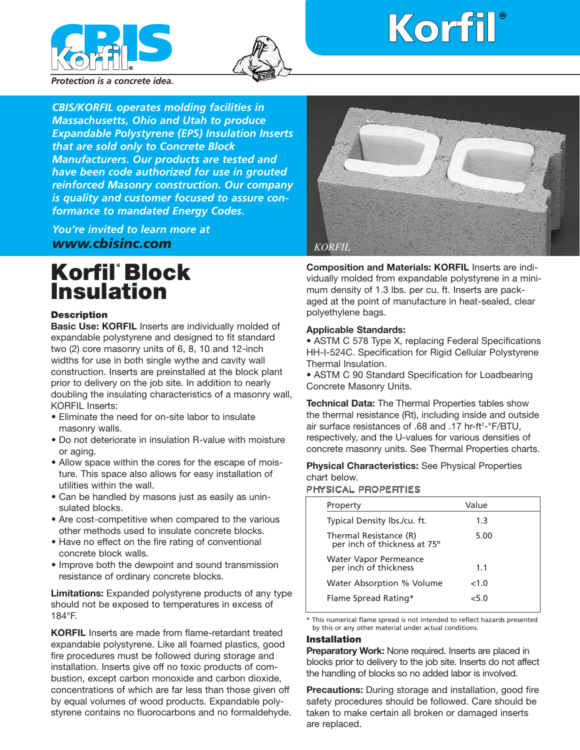# CBIS Korfil®

*Protection is a concrete idea.*

# Korfil®

***CBIS/KORFIL operates molding facilities in Massachusetts, Ohio and Utah to produce Expandable Polystyrene (EPS) Insulation Inserts that are sold only to Concrete Block Manufacturers. Our products are tested and have been code authorized for use in grouted reinforced Masonry construction. Our company is quality and customer focused to assure conformance to mandated Energy Codes.***

*You're invited to learn more at* ***www.cbisinc.com***

KORFIL

# Korfil® Block Insulation

### Description

**Basic Use: KORFIL** Inserts are individually molded of expandable polystyrene and designed to fit standard two (2) core masonry units of 6, 8, 10 and 12-inch widths for use in both single wythe and cavity wall construction. Inserts are preinstalled at the block plant prior to delivery on the job site. In addition to nearly doubling the insulating characteristics of a masonry wall, KORFIL Inserts:

- Eliminate the need for on-site labor to insulate masonry walls.
- Do not deteriorate in insulation R-value with moisture or aging.
- Allow space within the cores for the escape of moisture. This space also allows for easy installation of utilities within the wall.
- Can be handled by masons just as easily as uninsulated blocks.
- Are cost-competitive when compared to the various other methods used to insulate concrete blocks.
- Have no effect on the fire rating of conventional concrete block walls.
- Improve both the dewpoint and sound transmission resistance of ordinary concrete blocks.

**Limitations:** Expanded polystyrene products of any type should not be exposed to temperatures in excess of 184°F.

**KORFIL** Inserts are made from flame-retardant treated expandable polystyrene. Like all foamed plastics, good fire procedures must be followed during storage and installation. Inserts give off no toxic products of combustion, except carbon monoxide and carbon dioxide, concentrations of which are far less than those given off by equal volumes of wood products. Expandable polystyrene contains no fluorocarbons and no formaldehyde.

**Composition and Materials: KORFIL** Inserts are individually molded from expandable polystyrene in a minimum density of 1.3 lbs. per cu. ft. Inserts are packaged at the point of manufacture in heat-sealed, clear polyethylene bags.

**Applicable Standards:**

- ASTM C 578 Type X, replacing Federal Specifications HH-I-524C. Specification for Rigid Cellular Polystyrene Thermal Insulation.
- ASTM C 90 Standard Specification for Loadbearing Concrete Masonry Units.

**Technical Data:** The Thermal Properties tables show the thermal resistance (Rt), including inside and outside air surface resistances of .68 and .17 hr-ft²-°F/BTU, respectively, and the U-values for various densities of concrete masonry units. See Thermal Properties charts.

**Physical Characteristics:** See Physical Properties chart below.

**PHYSICAL PROPERTIES**

| Property | Value |
|---|---|
| Typical Density lbs./cu. ft. | 1.3 |
| Thermal Resistance (R) per inch of thickness at 75° | 5.00 |
| Water Vapor Permeance per inch of thickness | 1.1 |
| Water Absorption % Volume | <1.0 |
| Flame Spread Rating* | <5.0 |

\* This numerical flame spread is not intended to reflect hazards presented by this or any other material under actual conditions.

### Installation

**Preparatory Work:** None required. Inserts are placed in blocks prior to delivery to the job site. Inserts do not affect the handling of blocks so no added labor is involved.

**Precautions:** During storage and installation, good fire safety procedures should be followed. Care should be taken to make certain all broken or damaged inserts are replaced.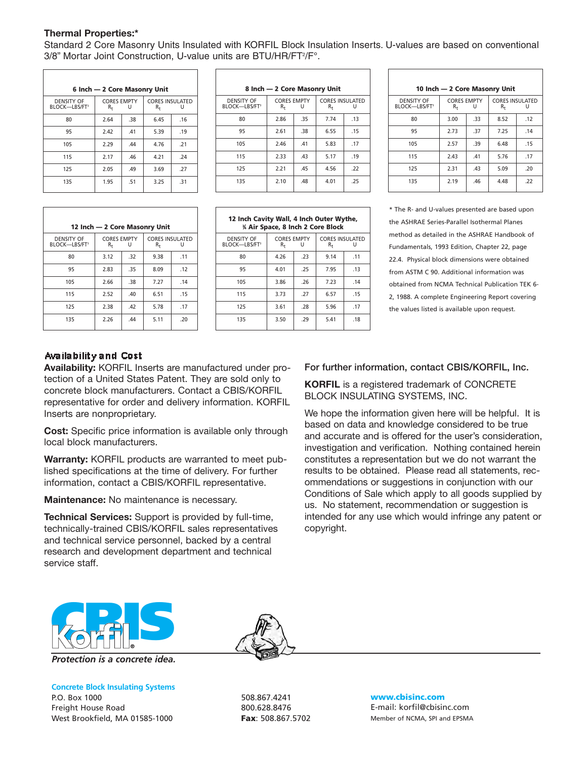## Thermal Properties:*

Standard 2 Core Masonry Units Insulated with KORFIL Block Insulation Inserts. U-values are based on conventional 3/8" Mortar Joint Construction, U-value units are BTU/HR/FT²/F°.

**6 Inch — 2 Core Masonry Unit**

| DENSITY OF BLOCK—LBS/FT³ | CORES EMPTY $R_t$ | U | CORES INSULATED $R_t$ | U |
|---|---|---|---|---|
| 80 | 2.64 | .38 | 6.45 | .16 |
| 95 | 2.42 | .41 | 5.39 | .19 |
| 105 | 2.29 | .44 | 4.76 | .21 |
| 115 | 2.17 | .46 | 4.21 | .24 |
| 125 | 2.05 | .49 | 3.69 | .27 |
| 135 | 1.95 | .51 | 3.25 | .31 |

**8 Inch — 2 Core Masonry Unit**

| DENSITY OF BLOCK—LBS/FT³ | CORES EMPTY $R_t$ | U | CORES INSULATED $R_t$ | U |
|---|---|---|---|---|
| 80 | 2.86 | .35 | 7.74 | .13 |
| 95 | 2.61 | .38 | 6.55 | .15 |
| 105 | 2.46 | .41 | 5.83 | .17 |
| 115 | 2.33 | .43 | 5.17 | .19 |
| 125 | 2.21 | .45 | 4.56 | .22 |
| 135 | 2.10 | .48 | 4.01 | .25 |

**10 Inch — 2 Core Masonry Unit**

| DENSITY OF BLOCK—LBS/FT³ | CORES EMPTY $R_t$ | U | CORES INSULATED $R_t$ | U |
|---|---|---|---|---|
| 80 | 3.00 | .33 | 8.52 | .12 |
| 95 | 2.73 | .37 | 7.25 | .14 |
| 105 | 2.57 | .39 | 6.48 | .15 |
| 115 | 2.43 | .41 | 5.76 | .17 |
| 125 | 2.31 | .43 | 5.09 | .20 |
| 135 | 2.19 | .46 | 4.48 | .22 |

**12 Inch — 2 Core Masonry Unit**

| DENSITY OF BLOCK—LBS/FT³ | CORES EMPTY $R_t$ | U | CORES INSULATED $R_t$ | U |
|---|---|---|---|---|
| 80 | 3.12 | .32 | 9.38 | .11 |
| 95 | 2.83 | .35 | 8.09 | .12 |
| 105 | 2.66 | .38 | 7.27 | .14 |
| 115 | 2.52 | .40 | 6.51 | .15 |
| 125 | 2.38 | .42 | 5.78 | .17 |
| 135 | 2.26 | .44 | 5.11 | .20 |

**12 Inch Cavity Wall, 4 Inch Outer Wythe, ¾ Air Space, 8 Inch 2 Core Block**

| DENSITY OF BLOCK—LBS/FT³ | CORES EMPTY $R_t$ | U | CORES INSULATED $R_t$ | U |
|---|---|---|---|---|
| 80 | 4.26 | .23 | 9.14 | .11 |
| 95 | 4.01 | .25 | 7.95 | .13 |
| 105 | 3.86 | .26 | 7.23 | .14 |
| 115 | 3.73 | .27 | 6.57 | .15 |
| 125 | 3.61 | .28 | 5.96 | .17 |
| 135 | 3.50 | .29 | 5.41 | .18 |

* The R- and U-values presented are based upon the ASHRAE Series-Parallel Isothermal Planes method as detailed in the ASHRAE Handbook of Fundamentals, 1993 Edition, Chapter 22, page 22.4. Physical block dimensions were obtained from ASTM C 90. Additional information was obtained from NCMA Technical Publication TEK 6-2, 1988. A complete Engineering Report covering the values listed is available upon request.

## Availability and Cost

**Availability:** KORFIL Inserts are manufactured under protection of a United States Patent. They are sold only to concrete block manufacturers. Contact a CBIS/KORFIL representative for order and delivery information. KORFIL Inserts are nonproprietary.

**Cost:** Specific price information is available only through local block manufacturers.

**Warranty:** KORFIL products are warranted to meet published specifications at the time of delivery. For further information, contact a CBIS/KORFIL representative.

**Maintenance:** No maintenance is necessary.

**Technical Services:** Support is provided by full-time, technically-trained CBIS/KORFIL sales representatives and technical service personnel, backed by a central research and development department and technical service staff.

**For further information, contact CBIS/KORFIL, Inc.**

**KORFIL** is a registered trademark of CONCRETE BLOCK INSULATING SYSTEMS, INC.

We hope the information given here will be helpful. It is based on data and knowledge considered to be true and accurate and is offered for the user's consideration, investigation and verification. Nothing contained herein constitutes a representation but we do not warrant the results to be obtained. Please read all statements, recommendations or suggestions in conjunction with our Conditions of Sale which apply to all goods supplied by us. No statement, recommendation or suggestion is intended for any use which would infringe any patent or copyright.

CBIS Korfil®

*Protection is a concrete idea.*

**Concrete Block Insulating Systems**
P.O. Box 1000
Freight House Road
West Brookfield, MA 01585-1000

508.867.4241
800.628.8476
**Fax**: 508.867.5702

**www.cbisinc.com**
E-mail: korfil@cbisinc.com
Member of NCMA, SPI and EPSMA